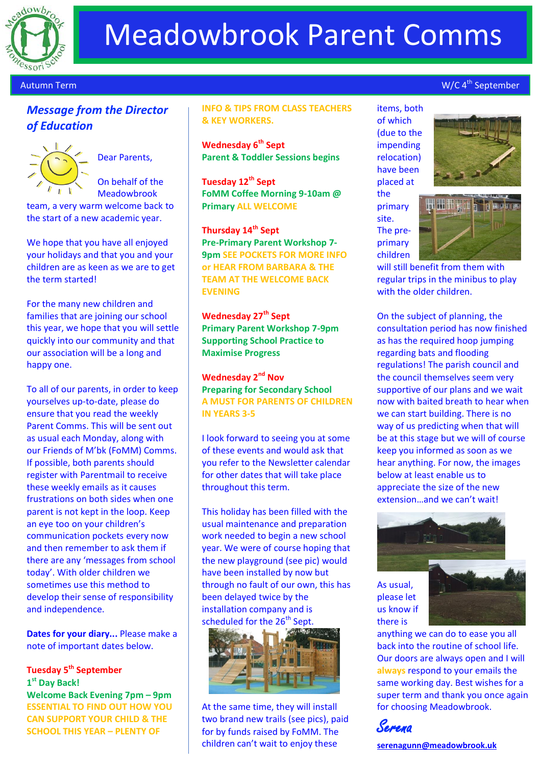# Meadowbrook Parent Comms

Autumn Term — W/C 4th September

## *Message from the Director of Education*

Dear Parents,

On behalf of the Meadowbrook team, a very warm welcome back to the start of a new academic year.

We hope that you have all enjoyed your holidays and that you and your children are as keen as we are to get the term started!

For the many new children and families that are joining our school this year, we hope that you will settle quickly into our community and that our association will be a long and happy one.

To all of our parents, in order to keep yourselves up-to-date, please do ensure that you read the weekly Parent Comms. This will be sent out as usual each Monday, along with our Friends of M'bk (FoMM) Comms. If possible, both parents should register with Parentmail to receive these weekly emails as it causes frustrations on both sides when one parent is not kept in the loop. Keep an eye too on your children's communication pockets every now and then remember to ask them if there are any 'messages from school today'. With older children we sometimes use this method to develop their sense of responsibility and independence.

**Dates for your diary...** Please make a note of important dates below.

**Tuesday 5th September**
**1st Day Back!**
**Welcome Back Evening 7pm – 9pm**
**ESSENTIAL TO FIND OUT HOW YOU CAN SUPPORT YOUR CHILD & THE SCHOOL THIS YEAR – PLENTY OF INFO & TIPS FROM CLASS TEACHERS & KEY WORKERS.**

**Wednesday 6th Sept**
**Parent & Toddler Sessions begins**

**Tuesday 12th Sept**
**FoMM Coffee Morning 9-10am @ Primary ALL WELCOME**

**Thursday 14th Sept**
**Pre-Primary Parent Workshop 7-9pm SEE POCKETS FOR MORE INFO or HEAR FROM BARBARA & THE TEAM AT THE WELCOME BACK EVENING**

**Wednesday 27th Sept**
**Primary Parent Workshop 7-9pm Supporting School Practice to Maximise Progress**

**Wednesday 2nd Nov**
**Preparing for Secondary School**
**A MUST FOR PARENTS OF CHILDREN IN YEARS 3-5**

I look forward to seeing you at some of these events and would ask that you refer to the Newsletter calendar for other dates that will take place throughout this term.

This holiday has been filled with the usual maintenance and preparation work needed to begin a new school year. We were of course hoping that the new playground (see pic) would have been installed by now but through no fault of our own, this has been delayed twice by the installation company and is scheduled for the 26th Sept.

At the same time, they will install two brand new trails (see pics), paid for by funds raised by FoMM. The children can't wait to enjoy these items, both of which (due to the impending relocation) have been placed at the primary site. The pre-primary children will still benefit from them with regular trips in the minibus to play with the older children.

On the subject of planning, the consultation period has now finished as has the required hoop jumping regarding bats and flooding regulations! The parish council and the council themselves seem very supportive of our plans and we wait now with baited breath to hear when we can start building. There is no way of us predicting when that will be at this stage but we will of course keep you informed as soon as we hear anything. For now, the images below at least enable us to appreciate the size of the new extension…and we can't wait!

As usual, please let us know if there is anything we can do to ease you all back into the routine of school life. Our doors are always open and I will always respond to your emails the same working day. Best wishes for a super term and thank you once again for choosing Meadowbrook.

*Serena*

serenagunn@meadowbrook.uk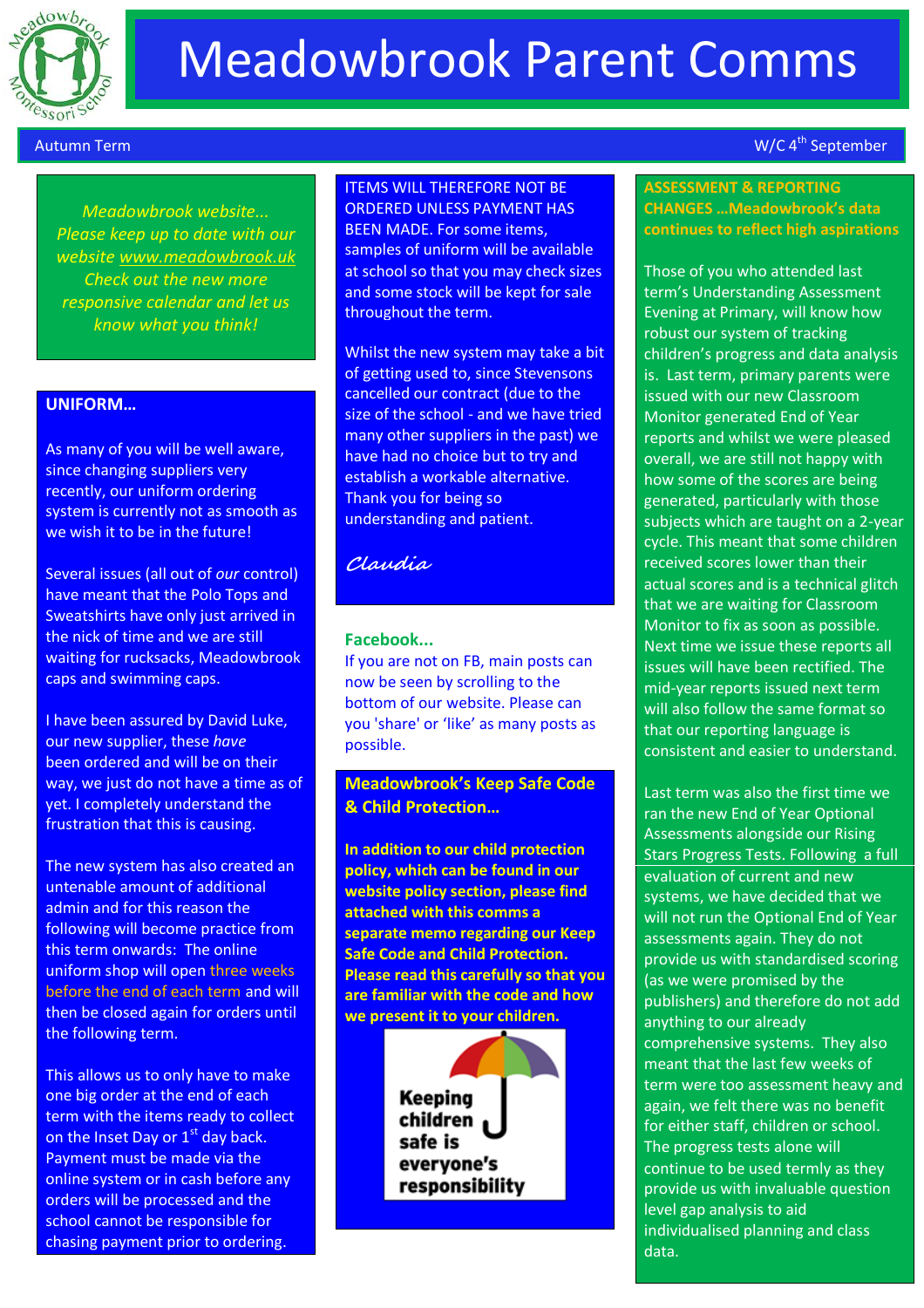# Meadowbrook Parent Comms

Autumn Term

W/C 4th September

*Meadowbrook website... Please keep up to date with our website www.meadowbrook.uk Check out the new more responsive calendar and let us know what you think!*

**UNIFORM...**

As many of you will be well aware, since changing suppliers very recently, our uniform ordering system is currently not as smooth as we wish it to be in the future!

Several issues (all out of *our* control) have meant that the Polo Tops and Sweatshirts have only just arrived in the nick of time and we are still waiting for rucksacks, Meadowbrook caps and swimming caps.

I have been assured by David Luke, our new supplier, these *have* been ordered and will be on their way, we just do not have a time as of yet. I completely understand the frustration that this is causing.

The new system has also created an untenable amount of additional admin and for this reason the following will become practice from this term onwards: The online uniform shop will open three weeks before the end of each term and will then be closed again for orders until the following term.

This allows us to only have to make one big order at the end of each term with the items ready to collect on the Inset Day or 1st day back. Payment must be made via the online system or in cash before any orders will be processed and the school cannot be responsible for chasing payment prior to ordering.

ITEMS WILL THEREFORE NOT BE ORDERED UNLESS PAYMENT HAS BEEN MADE. For some items, samples of uniform will be available at school so that you may check sizes and some stock will be kept for sale throughout the term.

Whilst the new system may take a bit of getting used to, since Stevensons cancelled our contract (due to the size of the school - and we have tried many other suppliers in the past) we have had no choice but to try and establish a workable alternative. Thank you for being so understanding and patient.

*Claudia*

**Facebook...**

If you are not on FB, main posts can now be seen by scrolling to the bottom of our website. Please can you 'share' or 'like' as many posts as possible.

**Meadowbrook's Keep Safe Code & Child Protection...**

**In addition to our child protection policy, which can be found in our website policy section, please find attached with this comms a separate memo regarding our Keep Safe Code and Child Protection. Please read this carefully so that you are familiar with the code and how we present it to your children.**

**Keeping children safe is everyone's responsibility**

**ASSESSMENT & REPORTING CHANGES ...Meadowbrook's data continues to reflect high aspirations**

Those of you who attended last term's Understanding Assessment Evening at Primary, will know how robust our system of tracking children's progress and data analysis is. Last term, primary parents were issued with our new Classroom Monitor generated End of Year reports and whilst we were pleased overall, we are still not happy with how some of the scores are being generated, particularly with those subjects which are taught on a 2-year cycle. This meant that some children received scores lower than their actual scores and is a technical glitch that we are waiting for Classroom Monitor to fix as soon as possible. Next time we issue these reports all issues will have been rectified. The mid-year reports issued next term will also follow the same format so that our reporting language is consistent and easier to understand.

Last term was also the first time we ran the new End of Year Optional Assessments alongside our Rising Stars Progress Tests. Following a full evaluation of current and new systems, we have decided that we will not run the Optional End of Year assessments again. They do not provide us with standardised scoring (as we were promised by the publishers) and therefore do not add anything to our already comprehensive systems. They also meant that the last few weeks of term were too assessment heavy and again, we felt there was no benefit for either staff, children or school. The progress tests alone will continue to be used termly as they provide us with invaluable question level gap analysis to aid individualised planning and class data.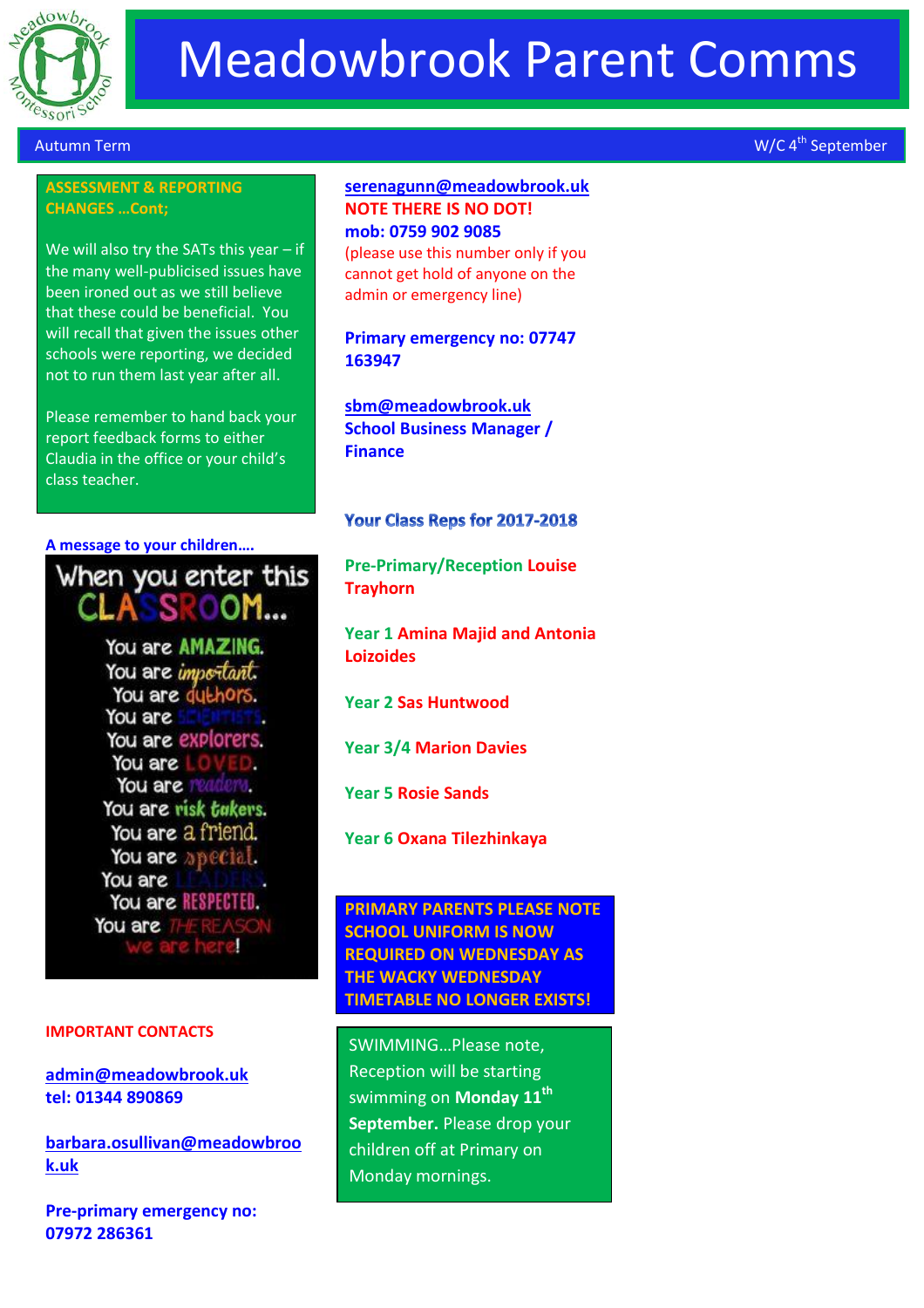# Meadowbrook Parent Comms

Autumn Term

W/C 4th September

**ASSESSMENT & REPORTING CHANGES …Cont;**

We will also try the SATs this year – if the many well-publicised issues have been ironed out as we still believe that these could be beneficial. You will recall that given the issues other schools were reporting, we decided not to run them last year after all.

Please remember to hand back your report feedback forms to either Claudia in the office or your child's class teacher.

**A message to your children….**

When you enter this CLASSROOM…

You are AMAZING.
You are important.
You are authors.
You are SCIENTISTS.
You are explorers.
You are LOVED.
You are readers.
You are risk takers.
You are a friend.
You are special.
You are LEADERS.
You are RESPECTED.
You are THE REASON we are here!

**IMPORTANT CONTACTS**

**admin@meadowbrook.uk**
**tel: 01344 890869**

**barbara.osullivan@meadowbrook.uk**

**Pre-primary emergency no: 07972 286361**

**serenagunn@meadowbrook.uk**
**NOTE THERE IS NO DOT!**
**mob: 0759 902 9085**
(please use this number only if you cannot get hold of anyone on the admin or emergency line)

**Primary emergency no: 07747 163947**

**sbm@meadowbrook.uk**
**School Business Manager / Finance**

**Your Class Reps for 2017-2018**

**Pre-Primary/Reception Louise Trayhorn**

**Year 1 Amina Majid and Antonia Loizoides**

**Year 2 Sas Huntwood**

**Year 3/4 Marion Davies**

**Year 5 Rosie Sands**

**Year 6 Oxana Tilezhinkaya**

**PRIMARY PARENTS PLEASE NOTE SCHOOL UNIFORM IS NOW REQUIRED ON WEDNESDAY AS THE WACKY WEDNESDAY TIMETABLE NO LONGER EXISTS!**

SWIMMING…Please note, Reception will be starting swimming on **Monday 11th September.** Please drop your children off at Primary on Monday mornings.